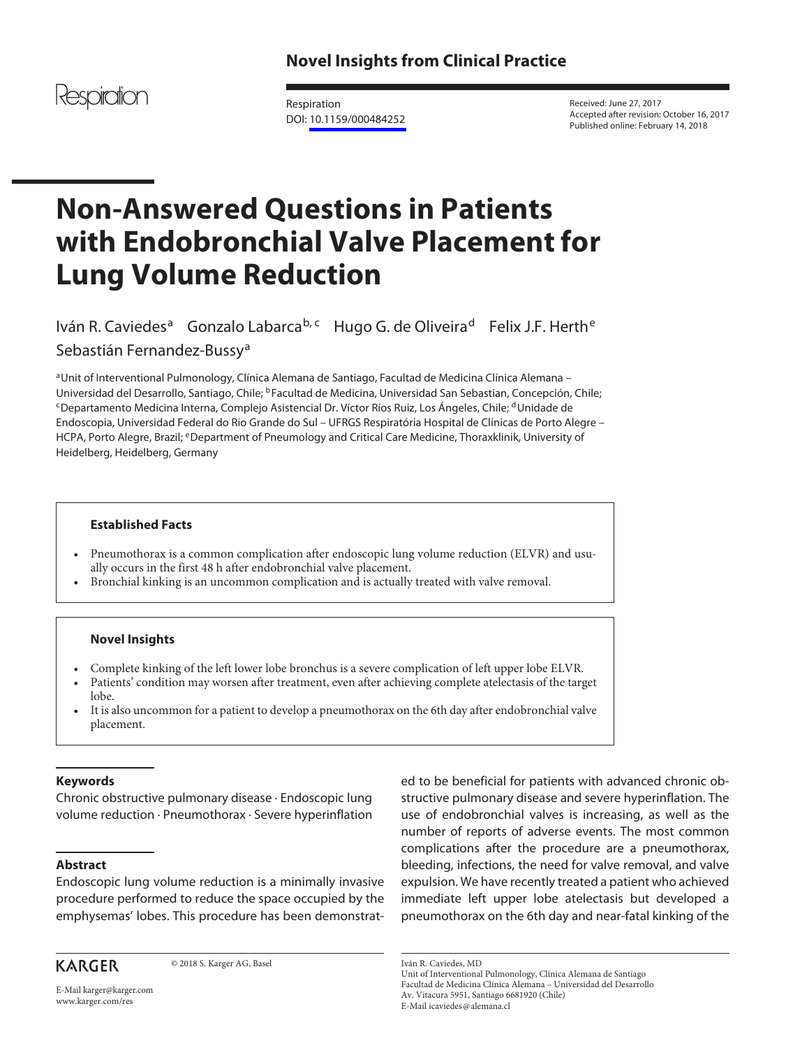Novel Insights from Clinical Practice

Respiration
DOI: 10.1159/000484252

Received: June 27, 2017
Accepted after revision: October 16, 2017
Published online: February 14, 2018

# Non-Answered Questions in Patients with Endobronchial Valve Placement for Lung Volume Reduction

Iván R. Caviedes[a] Gonzalo Labarca[b, c] Hugo G. de Oliveira[d] Felix J.F. Herth[e] Sebastián Fernandez-Bussy[a]

[a]Unit of Interventional Pulmonology, Clínica Alemana de Santiago, Facultad de Medicina Clínica Alemana – Universidad del Desarrollo, Santiago, Chile; [b]Facultad de Medicina, Universidad San Sebastian, Concepción, Chile; [c]Departamento Medicina Interna, Complejo Asistencial Dr. Víctor Ríos Ruiz, Los Ángeles, Chile; [d]Unidade de Endoscopia, Universidad Federal do Rio Grande do Sul – UFRGS Respiratória Hospital de Clínicas de Porto Alegre – HCPA, Porto Alegre, Brazil; [e]Department of Pneumology and Critical Care Medicine, Thoraxklinik, University of Heidelberg, Heidelberg, Germany

**Established Facts**

- Pneumothorax is a common complication after endoscopic lung volume reduction (ELVR) and usually occurs in the first 48 h after endobronchial valve placement.
- Bronchial kinking is an uncommon complication and is actually treated with valve removal.

**Novel Insights**

- Complete kinking of the left lower lobe bronchus is a severe complication of left upper lobe ELVR.
- Patients' condition may worsen after treatment, even after achieving complete atelectasis of the target lobe.
- It is also uncommon for a patient to develop a pneumothorax on the 6th day after endobronchial valve placement.

## Keywords

Chronic obstructive pulmonary disease · Endoscopic lung volume reduction · Pneumothorax · Severe hyperinflation

## Abstract

Endoscopic lung volume reduction is a minimally invasive procedure performed to reduce the space occupied by the emphysemas' lobes. This procedure has been demonstrated to be beneficial for patients with advanced chronic obstructive pulmonary disease and severe hyperinflation. The use of endobronchial valves is increasing, as well as the number of reports of adverse events. The most common complications after the procedure are a pneumothorax, bleeding, infections, the need for valve removal, and valve expulsion. We have recently treated a patient who achieved immediate left upper lobe atelectasis but developed a pneumothorax on the 6th day and near-fatal kinking of the

KARGER

© 2018 S. Karger AG, Basel

E-Mail karger@karger.com
www.karger.com/res

Iván R. Caviedes, MD
Unit of Interventional Pulmonology, Clínica Alemana de Santiago
Facultad de Medicina Clínica Alemana – Universidad del Desarrollo
Av. Vitacura 5951, Santiago 6681920 (Chile)
E-Mail icaviedes@alemana.cl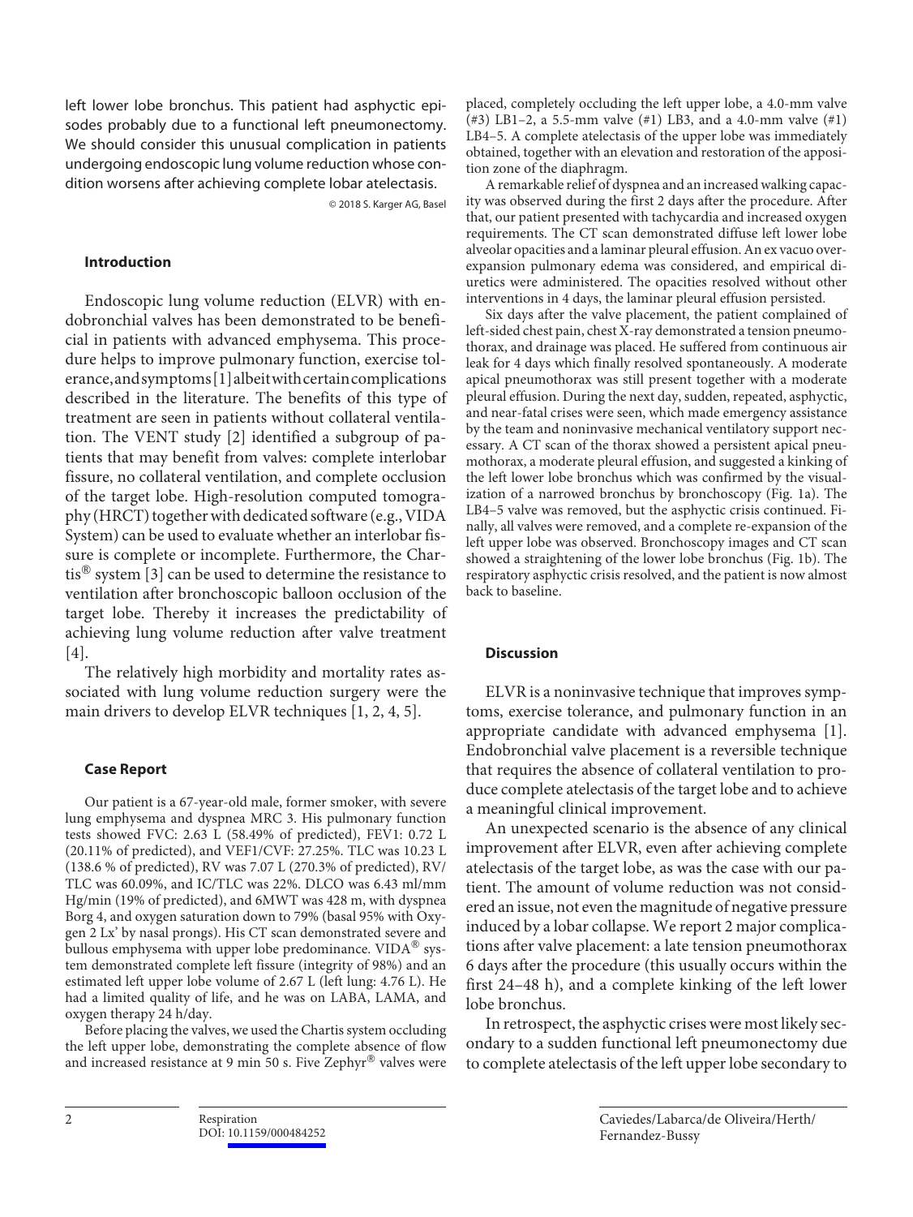left lower lobe bronchus. This patient had asphyctic episodes probably due to a functional left pneumonectomy. We should consider this unusual complication in patients undergoing endoscopic lung volume reduction whose condition worsens after achieving complete lobar atelectasis.

© 2018 S. Karger AG, Basel

## Introduction

Endoscopic lung volume reduction (ELVR) with endobronchial valves has been demonstrated to be beneficial in patients with advanced emphysema. This procedure helps to improve pulmonary function, exercise tolerance, and symptoms [1] albeit with certain complications described in the literature. The benefits of this type of treatment are seen in patients without collateral ventilation. The VENT study [2] identified a subgroup of patients that may benefit from valves: complete interlobar fissure, no collateral ventilation, and complete occlusion of the target lobe. High-resolution computed tomography (HRCT) together with dedicated software (e.g., VIDA System) can be used to evaluate whether an interlobar fissure is complete or incomplete. Furthermore, the Chartis® system [3] can be used to determine the resistance to ventilation after bronchoscopic balloon occlusion of the target lobe. Thereby it increases the predictability of achieving lung volume reduction after valve treatment [4].

The relatively high morbidity and mortality rates associated with lung volume reduction surgery were the main drivers to develop ELVR techniques [1, 2, 4, 5].

## Case Report

Our patient is a 67-year-old male, former smoker, with severe lung emphysema and dyspnea MRC 3. His pulmonary function tests showed FVC: 2.63 L (58.49% of predicted), FEV1: 0.72 L (20.11% of predicted), and VEF1/CVF: 27.25%. TLC was 10.23 L (138.6 % of predicted), RV was 7.07 L (270.3% of predicted), RV/TLC was 60.09%, and IC/TLC was 22%. DLCO was 6.43 ml/mm Hg/min (19% of predicted), and 6MWT was 428 m, with dyspnea Borg 4, and oxygen saturation down to 79% (basal 95% with Oxygen 2 Lx' by nasal prongs). His CT scan demonstrated severe and bullous emphysema with upper lobe predominance. VIDA® system demonstrated complete left fissure (integrity of 98%) and an estimated left upper lobe volume of 2.67 L (left lung: 4.76 L). He had a limited quality of life, and he was on LABA, LAMA, and oxygen therapy 24 h/day.

Before placing the valves, we used the Chartis system occluding the left upper lobe, demonstrating the complete absence of flow and increased resistance at 9 min 50 s. Five Zephyr® valves were placed, completely occluding the left upper lobe, a 4.0-mm valve (#3) LB1–2, a 5.5-mm valve (#1) LB3, and a 4.0-mm valve (#1) LB4–5. A complete atelectasis of the upper lobe was immediately obtained, together with an elevation and restoration of the apposition zone of the diaphragm.

A remarkable relief of dyspnea and an increased walking capacity was observed during the first 2 days after the procedure. After that, our patient presented with tachycardia and increased oxygen requirements. The CT scan demonstrated diffuse left lower lobe alveolar opacities and a laminar pleural effusion. An ex vacuo overexpansion pulmonary edema was considered, and empirical diuretics were administered. The opacities resolved without other interventions in 4 days, the laminar pleural effusion persisted.

Six days after the valve placement, the patient complained of left-sided chest pain, chest X-ray demonstrated a tension pneumothorax, and drainage was placed. He suffered from continuous air leak for 4 days which finally resolved spontaneously. A moderate apical pneumothorax was still present together with a moderate pleural effusion. During the next day, sudden, repeated, asphyctic, and near-fatal crises were seen, which made emergency assistance by the team and noninvasive mechanical ventilatory support necessary. A CT scan of the thorax showed a persistent apical pneumothorax, a moderate pleural effusion, and suggested a kinking of the left lower lobe bronchus which was confirmed by the visualization of a narrowed bronchus by bronchoscopy (Fig. 1a). The LB4–5 valve was removed, but the asphyctic crisis continued. Finally, all valves were removed, and a complete re-expansion of the left upper lobe was observed. Bronchoscopy images and CT scan showed a straightening of the lower lobe bronchus (Fig. 1b). The respiratory asphyctic crisis resolved, and the patient is now almost back to baseline.

## Discussion

ELVR is a noninvasive technique that improves symptoms, exercise tolerance, and pulmonary function in an appropriate candidate with advanced emphysema [1]. Endobronchial valve placement is a reversible technique that requires the absence of collateral ventilation to produce complete atelectasis of the target lobe and to achieve a meaningful clinical improvement.

An unexpected scenario is the absence of any clinical improvement after ELVR, even after achieving complete atelectasis of the target lobe, as was the case with our patient. The amount of volume reduction was not considered an issue, not even the magnitude of negative pressure induced by a lobar collapse. We report 2 major complications after valve placement: a late tension pneumothorax 6 days after the procedure (this usually occurs within the first 24–48 h), and a complete kinking of the left lower lobe bronchus.

In retrospect, the asphyctic crises were most likely secondary to a sudden functional left pneumonectomy due to complete atelectasis of the left upper lobe secondary to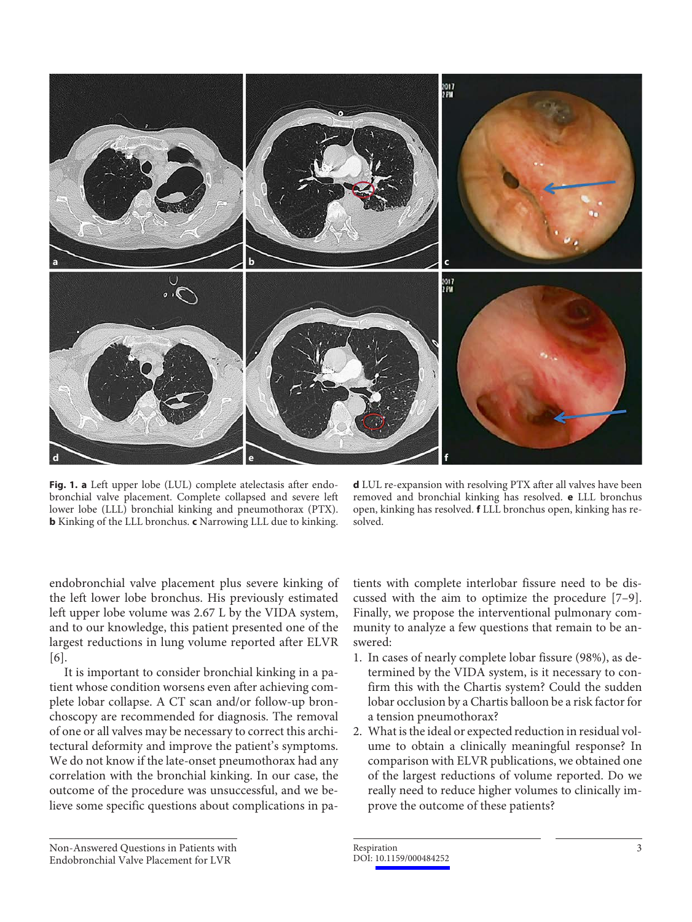**Fig. 1.** **a** Left upper lobe (LUL) complete atelectasis after endobronchial valve placement. Complete collapsed and severe left lower lobe (LLL) bronchial kinking and pneumothorax (PTX). **b** Kinking of the LLL bronchus. **c** Narrowing LLL due to kinking. **d** LUL re-expansion with resolving PTX after all valves have been removed and bronchial kinking has resolved. **e** LLL bronchus open, kinking has resolved. **f** LLL bronchus open, kinking has resolved.

endobronchial valve placement plus severe kinking of the left lower lobe bronchus. His previously estimated left upper lobe volume was 2.67 L by the VIDA system, and to our knowledge, this patient presented one of the largest reductions in lung volume reported after ELVR [6].

It is important to consider bronchial kinking in a patient whose condition worsens even after achieving complete lobar collapse. A CT scan and/or follow-up bronchoscopy are recommended for diagnosis. The removal of one or all valves may be necessary to correct this architectural deformity and improve the patient's symptoms. We do not know if the late-onset pneumothorax had any correlation with the bronchial kinking. In our case, the outcome of the procedure was unsuccessful, and we believe some specific questions about complications in patients with complete interlobar fissure need to be discussed with the aim to optimize the procedure [7–9]. Finally, we propose the interventional pulmonary community to analyze a few questions that remain to be answered:

1. In cases of nearly complete lobar fissure (98%), as determined by the VIDA system, is it necessary to confirm this with the Chartis system? Could the sudden lobar occlusion by a Chartis balloon be a risk factor for a tension pneumothorax?
2. What is the ideal or expected reduction in residual volume to obtain a clinically meaningful response? In comparison with ELVR publications, we obtained one of the largest reductions of volume reported. Do we really need to reduce higher volumes to clinically improve the outcome of these patients?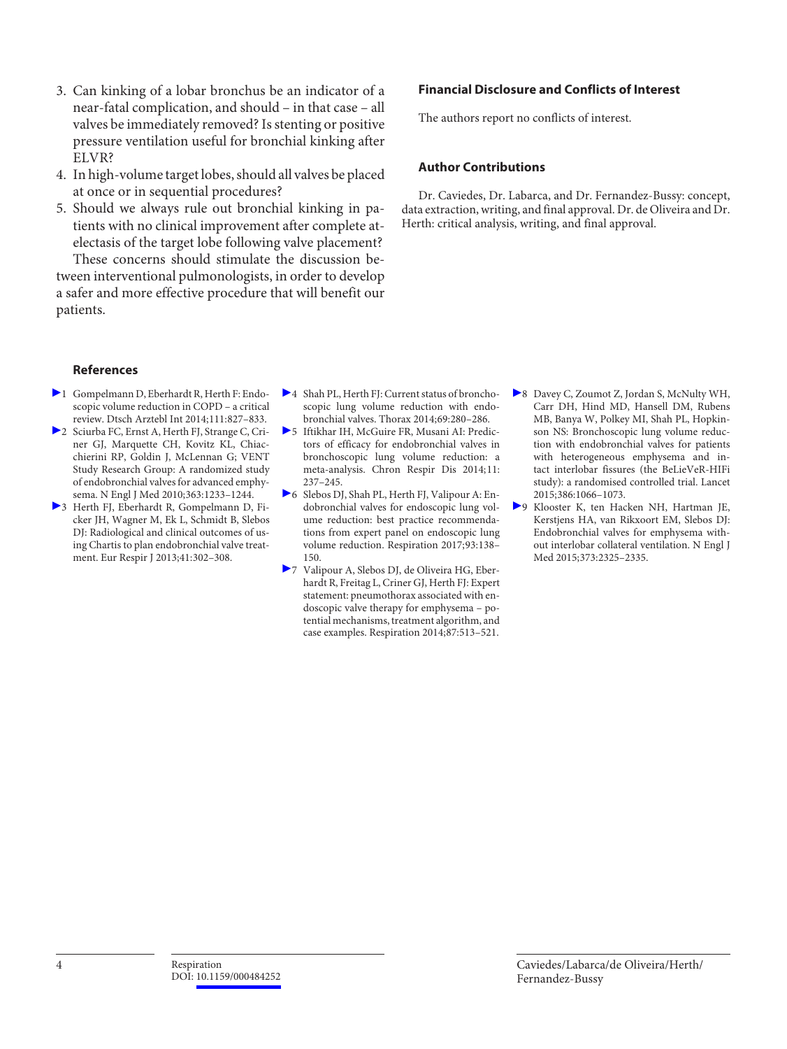3. Can kinking of a lobar bronchus be an indicator of a near-fatal complication, and should – in that case – all valves be immediately removed? Is stenting or positive pressure ventilation useful for bronchial kinking after ELVR?
4. In high-volume target lobes, should all valves be placed at once or in sequential procedures?
5. Should we always rule out bronchial kinking in patients with no clinical improvement after complete atelectasis of the target lobe following valve placement?

These concerns should stimulate the discussion between interventional pulmonologists, in order to develop a safer and more effective procedure that will benefit our patients.

## Financial Disclosure and Conflicts of Interest

The authors report no conflicts of interest.

## Author Contributions

Dr. Caviedes, Dr. Labarca, and Dr. Fernandez-Bussy: concept, data extraction, writing, and final approval. Dr. de Oliveira and Dr. Herth: critical analysis, writing, and final approval.

## References

1. Gompelmann D, Eberhardt R, Herth F: Endoscopic volume reduction in COPD – a critical review. Dtsch Arztebl Int 2014;111:827–833.
2. Sciurba FC, Ernst A, Herth FJ, Strange C, Criner GJ, Marquette CH, Kovitz KL, Chiacchierini RP, Goldin J, McLennan G; VENT Study Research Group: A randomized study of endobronchial valves for advanced emphysema. N Engl J Med 2010;363:1233–1244.
3. Herth FJ, Eberhardt R, Gompelmann D, Ficker JH, Wagner M, Ek L, Schmidt B, Slebos DJ: Radiological and clinical outcomes of using Chartis to plan endobronchial valve treatment. Eur Respir J 2013;41:302–308.
4. Shah PL, Herth FJ: Current status of bronchoscopic lung volume reduction with endobronchial valves. Thorax 2014;69:280–286.
5. Iftikhar IH, McGuire FR, Musani AI: Predictors of efficacy for endobronchial valves in bronchoscopic lung volume reduction: a meta-analysis. Chron Respir Dis 2014;11:237–245.
6. Slebos DJ, Shah PL, Herth FJ, Valipour A: Endobronchial valves for endoscopic lung volume reduction: best practice recommendations from expert panel on endoscopic lung volume reduction. Respiration 2017;93:138–150.
7. Valipour A, Slebos DJ, de Oliveira HG, Eberhardt R, Freitag L, Criner GJ, Herth FJ: Expert statement: pneumothorax associated with endoscopic valve therapy for emphysema – potential mechanisms, treatment algorithm, and case examples. Respiration 2014;87:513–521.
8. Davey C, Zoumot Z, Jordan S, McNulty WH, Carr DH, Hind MD, Hansell DM, Rubens MB, Banya W, Polkey MI, Shah PL, Hopkinson NS: Bronchoscopic lung volume reduction with endobronchial valves for patients with heterogeneous emphysema and intact interlobar fissures (the BeLieVeR-HIFi study): a randomised controlled trial. Lancet 2015;386:1066–1073.
9. Klooster K, ten Hacken NH, Hartman JE, Kerstjens HA, van Rikxoort EM, Slebos DJ: Endobronchial valves for emphysema without interlobar collateral ventilation. N Engl J Med 2015;373:2325–2335.